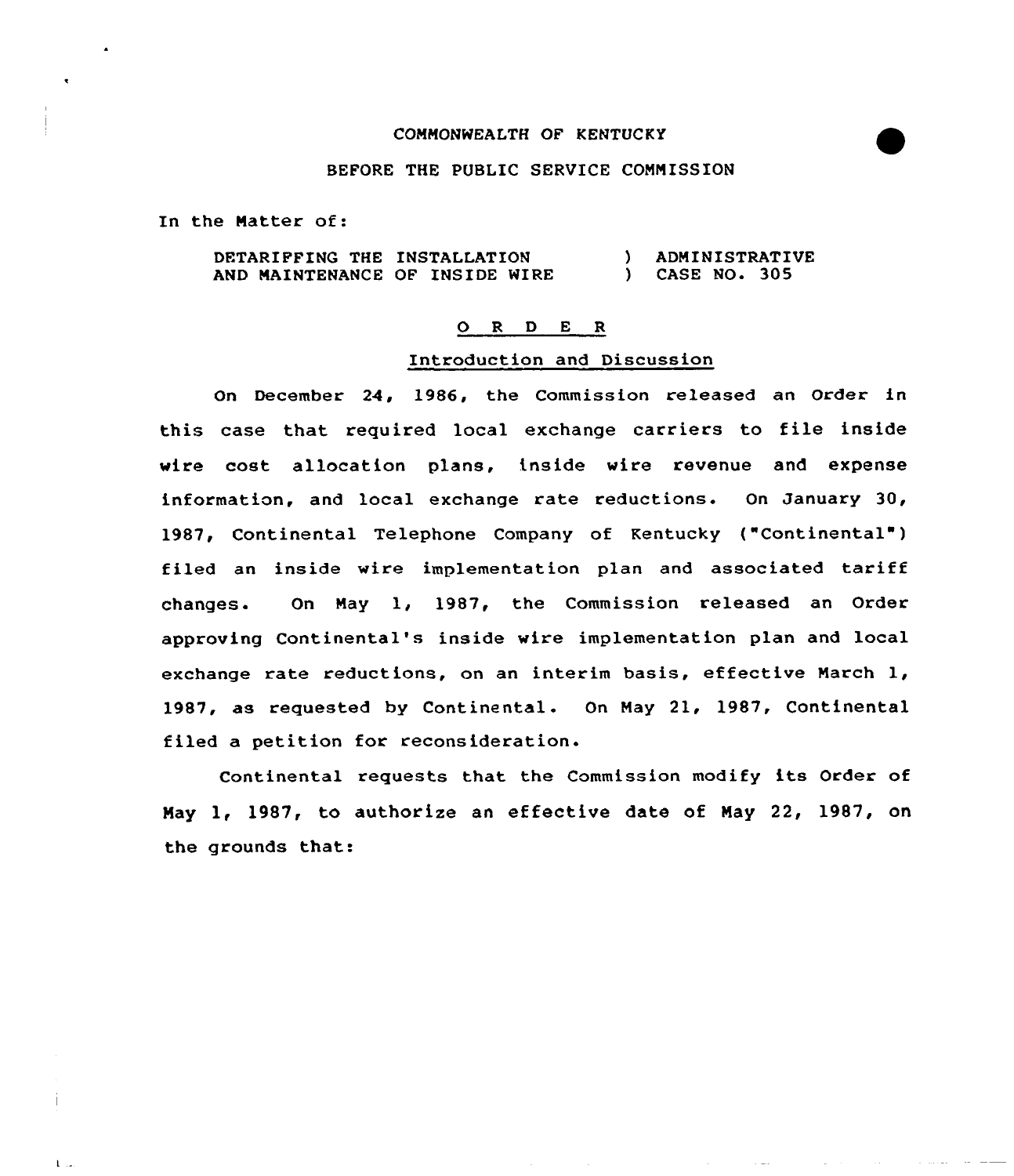COMMONWEALTH OF KENTUCKY

BEFORE THE PUBLIC SERVICE COMMISSION

In the Matter of:

| | | |
|---|---|---|
| DETARIFFING THE INSTALLATION AND MAINTENANCE OF INSIDE WIRE | ) ) | ADMINISTRATIVE CASE NO. 305 |

## O R D E R

### Introduction and Discussion

On December 24, 1986, the Commission released an Order in this case that required local exchange carriers to file inside wire cost allocation plans, inside wire revenue and expense information, and local exchange rate reductions. On January 30, 1987, Continental Telephone Company of Kentucky ("Continental") filed an inside wire implementation plan and associated tariff changes. On May 1, 1987, the Commission released an Order approving Continental's inside wire implementation plan and local exchange rate reductions, on an interim basis, effective March 1, 1987, as requested by Continental. On May 21, 1987, Continental filed a petition for reconsideration.

Continental requests that the Commission modify its Order of May 1, 1987, to authorize an effective date of May 22, 1987, on the grounds that: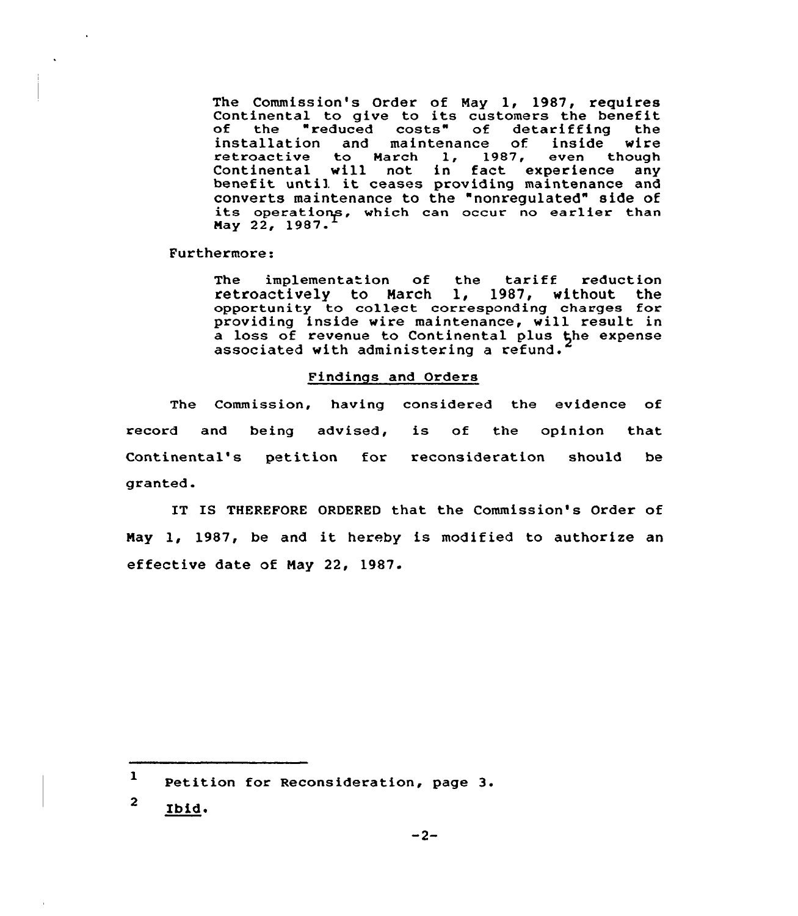> The Commission's Order of May 1, 1987, requires Continental to give to its customers the benefit of the "reduced costs" of detariffing the installation and maintenance of inside wire retroactive to March 1, 1987, even though Continental will not in fact experience any benefit until it ceases providing maintenance and converts maintenance to the "nonregulated" side of its operations, which can occur no earlier than May 22, 1987.[1]

Furthermore:

> The implementation of the tariff reduction retroactively to March 1, 1987, without the opportunity to collect corresponding charges for providing inside wire maintenance, will result in a loss of revenue to Continental plus the expense associated with administering a refund.[2]

## Findings and Orders

The Commission, having considered the evidence of record and being advised, is of the opinion that Continental's petition for reconsideration should be granted.

IT IS THEREFORE ORDERED that the Commission's Order of May 1, 1987, be and it hereby is modified to authorize an effective date of May 22, 1987.

---

[1] Petition for Reconsideration, page 3.

[2] Ibid.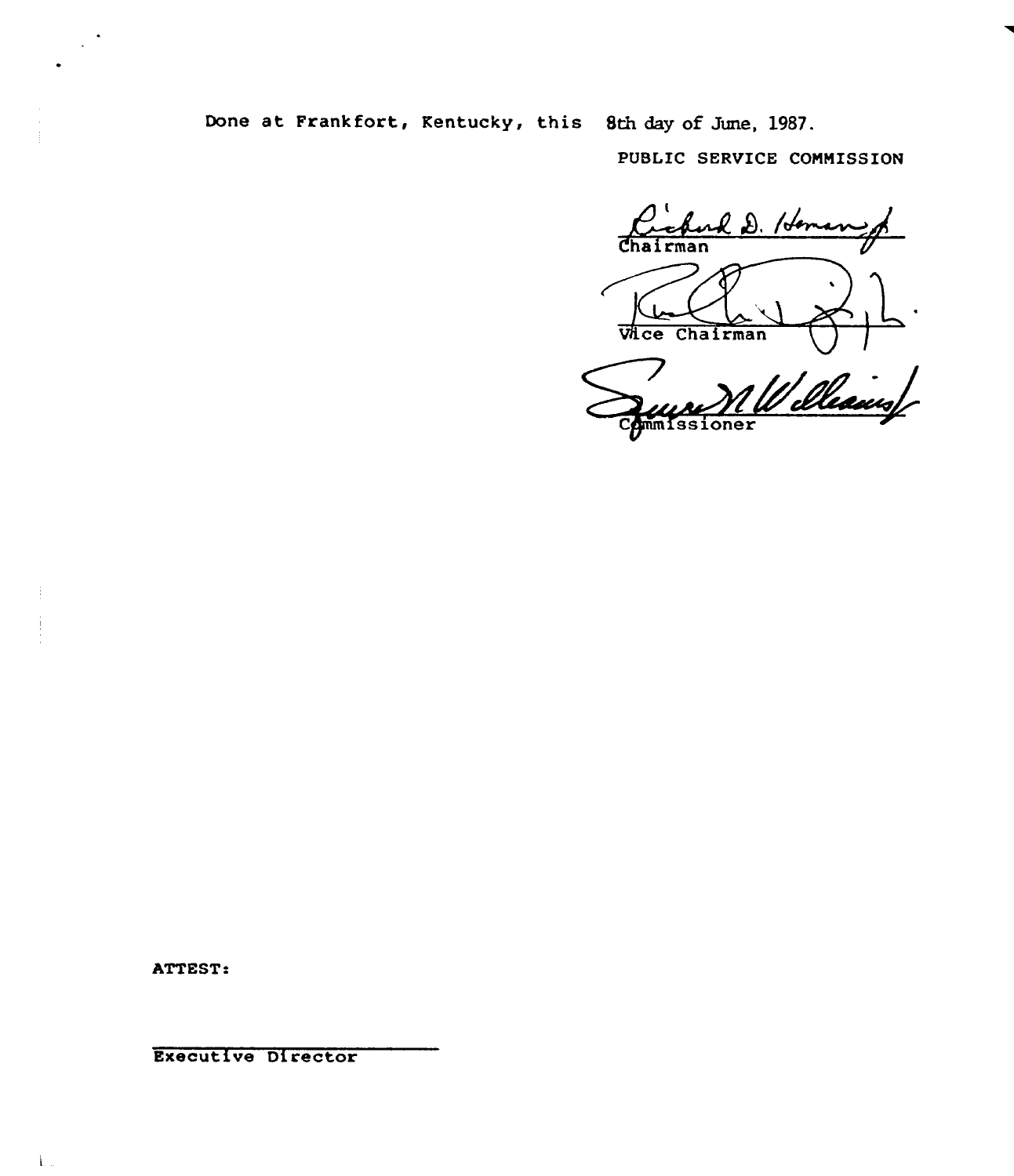Done at Frankfort, Kentucky, this 8th day of June, 1987.

PUBLIC SERVICE COMMISSION

Chairman

Vice Chairman

Commissioner

ATTEST:

Executive Director